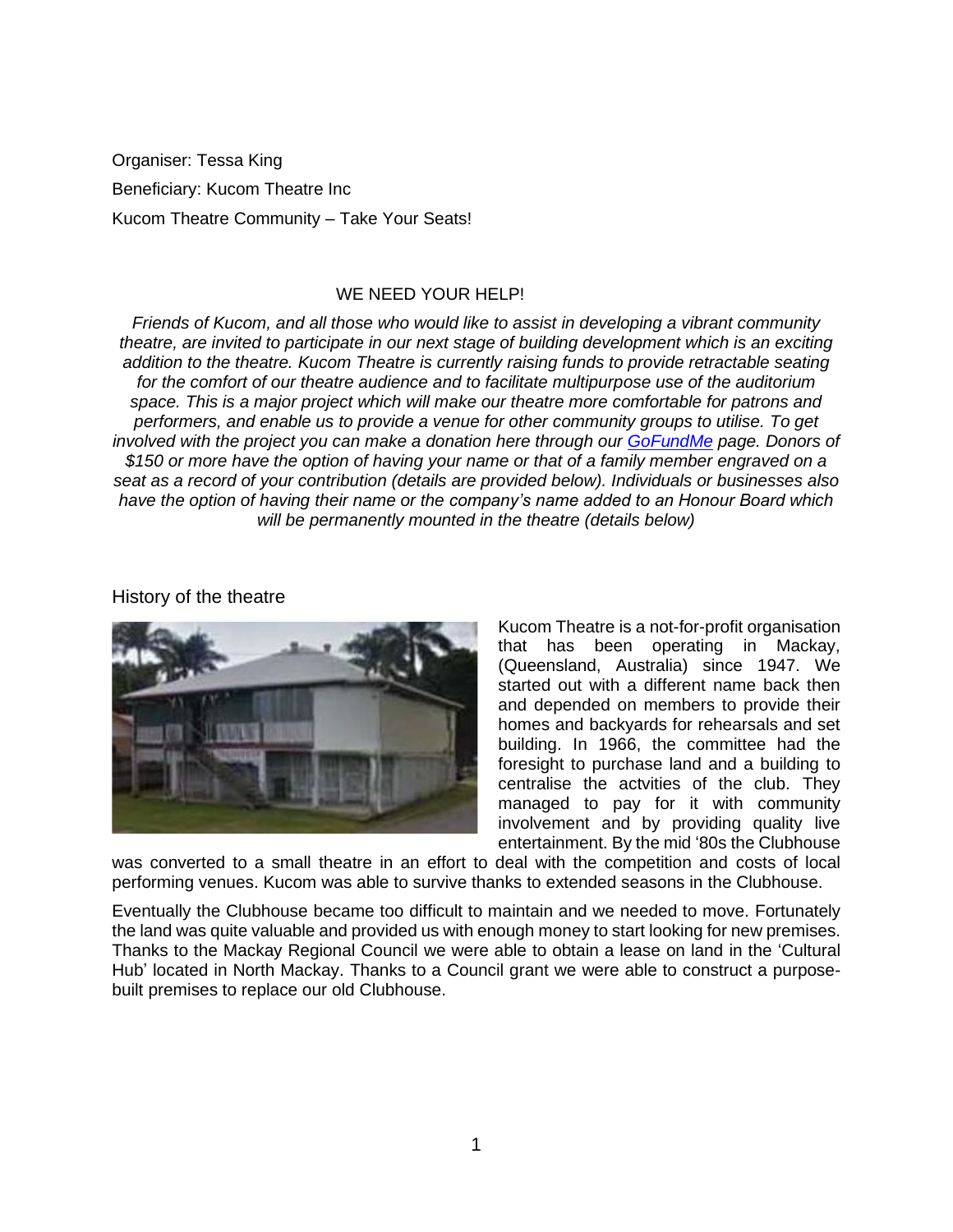Organiser: Tessa King

Beneficiary: Kucom Theatre Inc

Kucom Theatre Community – Take Your Seats!

WE NEED YOUR HELP!

*Friends of Kucom, and all those who would like to assist in developing a vibrant community theatre, are invited to participate in our next stage of building development which is an exciting addition to the theatre. Kucom Theatre is currently raising funds to provide retractable seating for the comfort of our theatre audience and to facilitate multipurpose use of the auditorium space. This is a major project which will make our theatre more comfortable for patrons and performers, and enable us to provide a venue for other community groups to utilise. To get involved with the project you can make a donation here through our [GoFundMe]() page. Donors of $150 or more have the option of having your name or that of a family member engraved on a seat as a record of your contribution (details are provided below). Individuals or businesses also have the option of having their name or the company's name added to an Honour Board which will be permanently mounted in the theatre (details below)*

## History of the theatre

Kucom Theatre is a not-for-profit organisation that has been operating in Mackay, (Queensland, Australia) since 1947. We started out with a different name back then and depended on members to provide their homes and backyards for rehearsals and set building. In 1966, the committee had the foresight to purchase land and a building to centralise the actvities of the club. They managed to pay for it with community involvement and by providing quality live entertainment. By the mid '80s the Clubhouse was converted to a small theatre in an effort to deal with the competition and costs of local performing venues. Kucom was able to survive thanks to extended seasons in the Clubhouse.

Eventually the Clubhouse became too difficult to maintain and we needed to move. Fortunately the land was quite valuable and provided us with enough money to start looking for new premises. Thanks to the Mackay Regional Council we were able to obtain a lease on land in the 'Cultural Hub' located in North Mackay. Thanks to a Council grant we were able to construct a purpose-built premises to replace our old Clubhouse.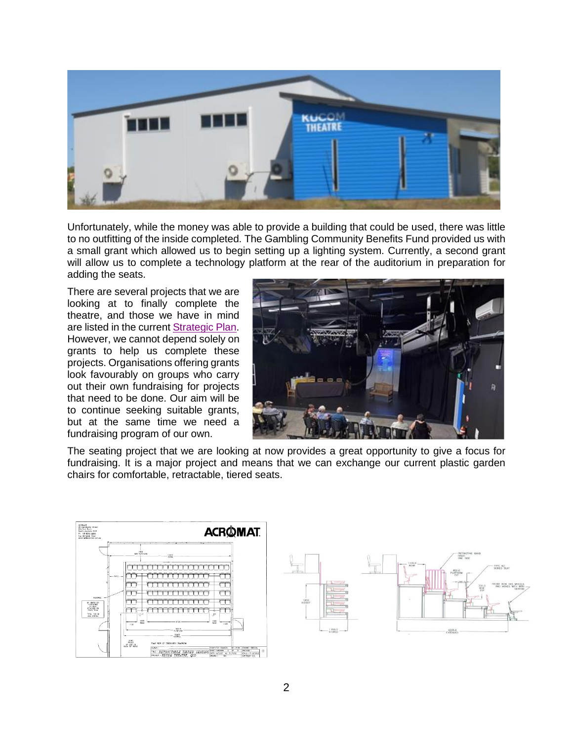Unfortunately, while the money was able to provide a building that could be used, there was little to no outfitting of the inside completed. The Gambling Community Benefits Fund provided us with a small grant which allowed us to begin setting up a lighting system. Currently, a second grant will allow us to complete a technology platform at the rear of the auditorium in preparation for adding the seats.

There are several projects that we are looking at to finally complete the theatre, and those we have in mind are listed in the current Strategic Plan. However, we cannot depend solely on grants to help us complete these projects. Organisations offering grants look favourably on groups who carry out their own fundraising for projects that need to be done. Our aim will be to continue seeking suitable grants, but at the same time we need a fundraising program of our own.

The seating project that we are looking at now provides a great opportunity to give a focus for fundraising. It is a major project and means that we can exchange our current plastic garden chairs for comfortable, retractable, tiered seats.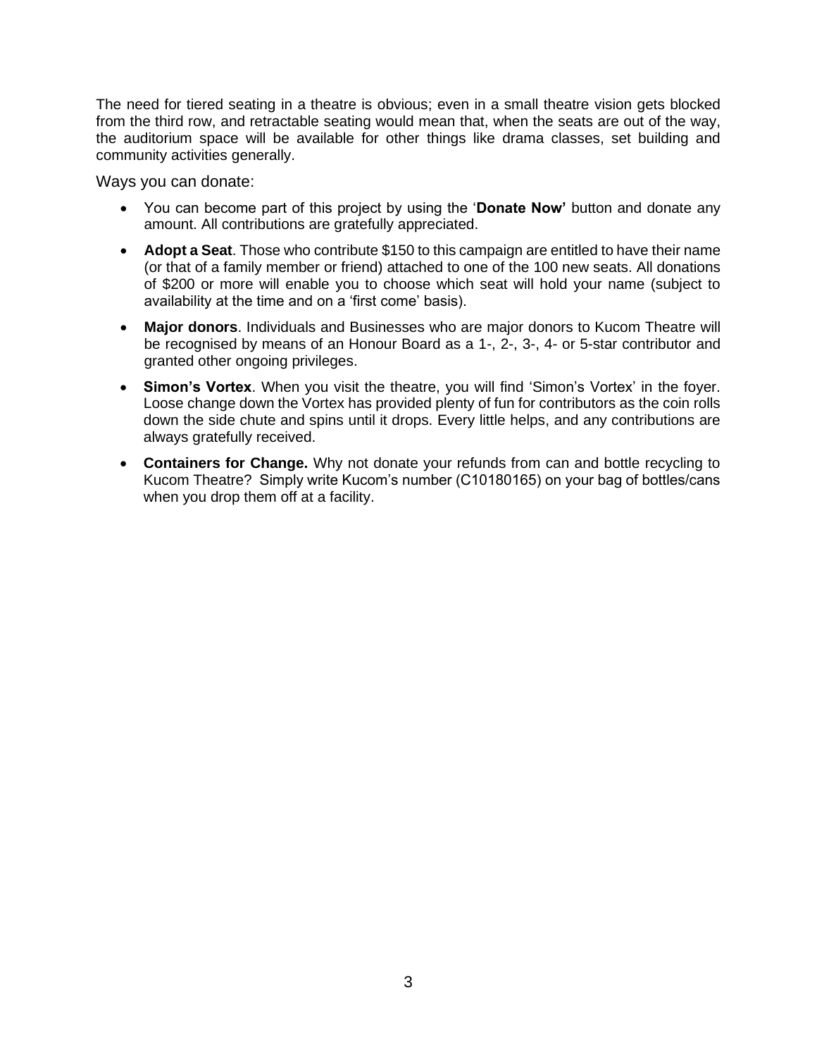The need for tiered seating in a theatre is obvious; even in a small theatre vision gets blocked from the third row, and retractable seating would mean that, when the seats are out of the way, the auditorium space will be available for other things like drama classes, set building and community activities generally.

Ways you can donate:

- You can become part of this project by using the '**Donate Now'** button and donate any amount. All contributions are gratefully appreciated.
- **Adopt a Seat**. Those who contribute $150 to this campaign are entitled to have their name (or that of a family member or friend) attached to one of the 100 new seats. All donations of $200 or more will enable you to choose which seat will hold your name (subject to availability at the time and on a 'first come' basis).
- **Major donors**. Individuals and Businesses who are major donors to Kucom Theatre will be recognised by means of an Honour Board as a 1-, 2-, 3-, 4- or 5-star contributor and granted other ongoing privileges.
- **Simon's Vortex**. When you visit the theatre, you will find 'Simon's Vortex' in the foyer. Loose change down the Vortex has provided plenty of fun for contributors as the coin rolls down the side chute and spins until it drops. Every little helps, and any contributions are always gratefully received.
- **Containers for Change.** Why not donate your refunds from can and bottle recycling to Kucom Theatre? Simply write Kucom's number (C10180165) on your bag of bottles/cans when you drop them off at a facility.